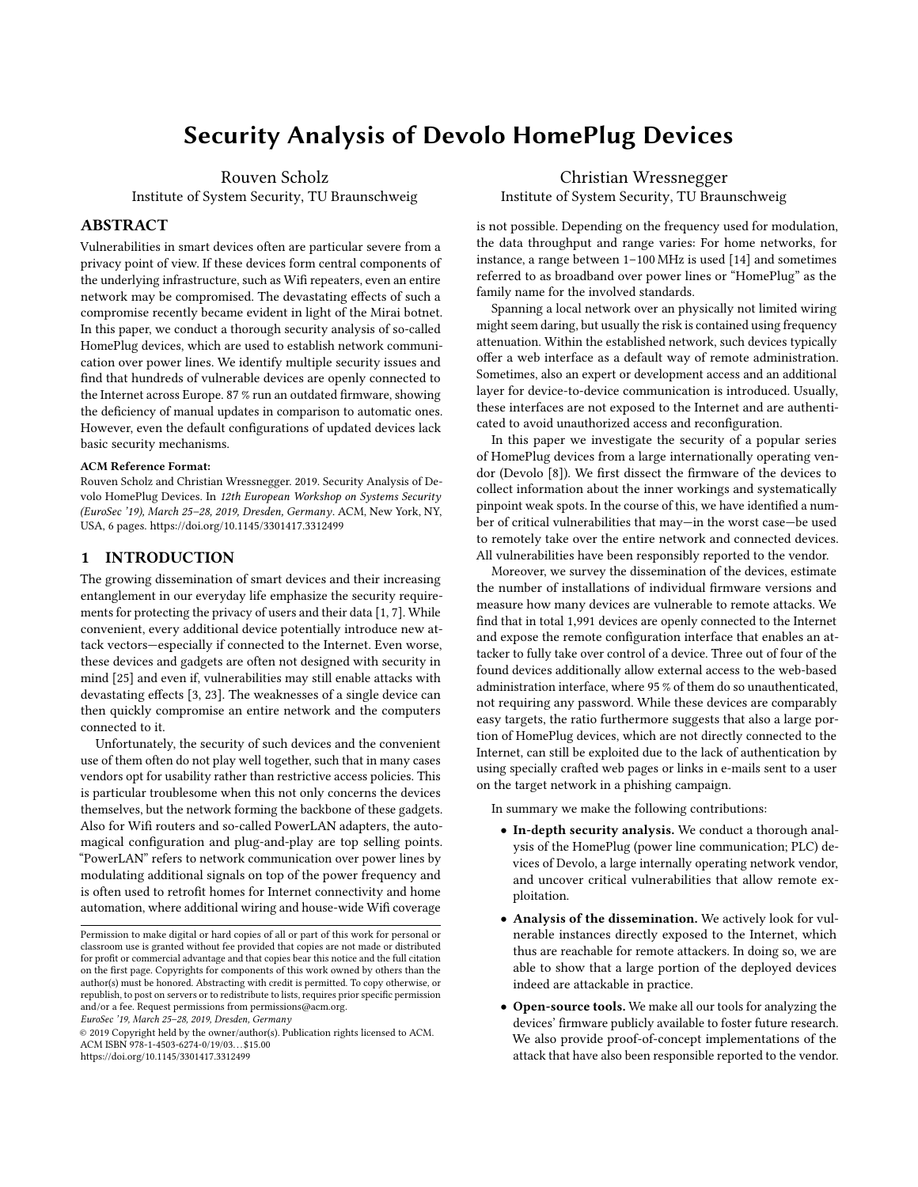# Security Analysis of Devolo HomePlug Devices

Rouven Scholz
Institute of System Security, TU Braunschweig

Christian Wressnegger
Institute of System Security, TU Braunschweig

## ABSTRACT

Vulnerabilities in smart devices often are particular severe from a privacy point of view. If these devices form central components of the underlying infrastructure, such as Wifi repeaters, even an entire network may be compromised. The devastating effects of such a compromise recently became evident in light of the Mirai botnet. In this paper, we conduct a thorough security analysis of so-called HomePlug devices, which are used to establish network communication over power lines. We identify multiple security issues and find that hundreds of vulnerable devices are openly connected to the Internet across Europe. 87 % run an outdated firmware, showing the deficiency of manual updates in comparison to automatic ones. However, even the default configurations of updated devices lack basic security mechanisms.

**ACM Reference Format:**
Rouven Scholz and Christian Wressnegger. 2019. Security Analysis of Devolo HomePlug Devices. In *12th European Workshop on Systems Security (EuroSec '19), March 25–28, 2019, Dresden, Germany*. ACM, New York, NY, USA, 6 pages. https://doi.org/10.1145/3301417.3312499

## 1 INTRODUCTION

The growing dissemination of smart devices and their increasing entanglement in our everyday life emphasize the security requirements for protecting the privacy of users and their data [1, 7]. While convenient, every additional device potentially introduce new attack vectors—especially if connected to the Internet. Even worse, these devices and gadgets are often not designed with security in mind [25] and even if, vulnerabilities may still enable attacks with devastating effects [3, 23]. The weaknesses of a single device can then quickly compromise an entire network and the computers connected to it.

Unfortunately, the security of such devices and the convenient use of them often do not play well together, such that in many cases vendors opt for usability rather than restrictive access policies. This is particular troublesome when this not only concerns the devices themselves, but the network forming the backbone of these gadgets. Also for Wifi routers and so-called PowerLAN adapters, the automagical configuration and plug-and-play are top selling points. "PowerLAN" refers to network communication over power lines by modulating additional signals on top of the power frequency and is often used to retrofit homes for Internet connectivity and home automation, where additional wiring and house-wide Wifi coverage is not possible. Depending on the frequency used for modulation, the data throughput and range varies: For home networks, for instance, a range between 1–100 MHz is used [14] and sometimes referred to as broadband over power lines or "HomePlug" as the family name for the involved standards.

Spanning a local network over an physically not limited wiring might seem daring, but usually the risk is contained using frequency attenuation. Within the established network, such devices typically offer a web interface as a default way of remote administration. Sometimes, also an expert or development access and an additional layer for device-to-device communication is introduced. Usually, these interfaces are not exposed to the Internet and are authenticated to avoid unauthorized access and reconfiguration.

In this paper we investigate the security of a popular series of HomePlug devices from a large internationally operating vendor (Devolo [8]). We first dissect the firmware of the devices to collect information about the inner workings and systematically pinpoint weak spots. In the course of this, we have identified a number of critical vulnerabilities that may—in the worst case—be used to remotely take over the entire network and connected devices. All vulnerabilities have been responsibly reported to the vendor.

Moreover, we survey the dissemination of the devices, estimate the number of installations of individual firmware versions and measure how many devices are vulnerable to remote attacks. We find that in total 1,991 devices are openly connected to the Internet and expose the remote configuration interface that enables an attacker to fully take over control of a device. Three out of four of the found devices additionally allow external access to the web-based administration interface, where 95 % of them do so unauthenticated, not requiring any password. While these devices are comparably easy targets, the ratio furthermore suggests that also a large portion of HomePlug devices, which are not directly connected to the Internet, can still be exploited due to the lack of authentication by using specially crafted web pages or links in e-mails sent to a user on the target network in a phishing campaign.

In summary we make the following contributions:

- **In-depth security analysis.** We conduct a thorough analysis of the HomePlug (power line communication; PLC) devices of Devolo, a large internally operating network vendor, and uncover critical vulnerabilities that allow remote exploitation.
- **Analysis of the dissemination.** We actively look for vulnerable instances directly exposed to the Internet, which thus are reachable for remote attackers. In doing so, we are able to show that a large portion of the deployed devices indeed are attackable in practice.
- **Open-source tools.** We make all our tools for analyzing the devices' firmware publicly available to foster future research. We also provide proof-of-concept implementations of the attack that have also been responsible reported to the vendor.

Permission to make digital or hard copies of all or part of this work for personal or classroom use is granted without fee provided that copies are not made or distributed for profit or commercial advantage and that copies bear this notice and the full citation on the first page. Copyrights for components of this work owned by others than the author(s) must be honored. Abstracting with credit is permitted. To copy otherwise, or republish, to post on servers or to redistribute to lists, requires prior specific permission and/or a fee. Request permissions from permissions@acm.org.
*EuroSec '19, March 25–28, 2019, Dresden, Germany*
© 2019 Copyright held by the owner/author(s). Publication rights licensed to ACM.
ACM ISBN 978-1-4503-6274-0/19/03...$15.00
https://doi.org/10.1145/3301417.3312499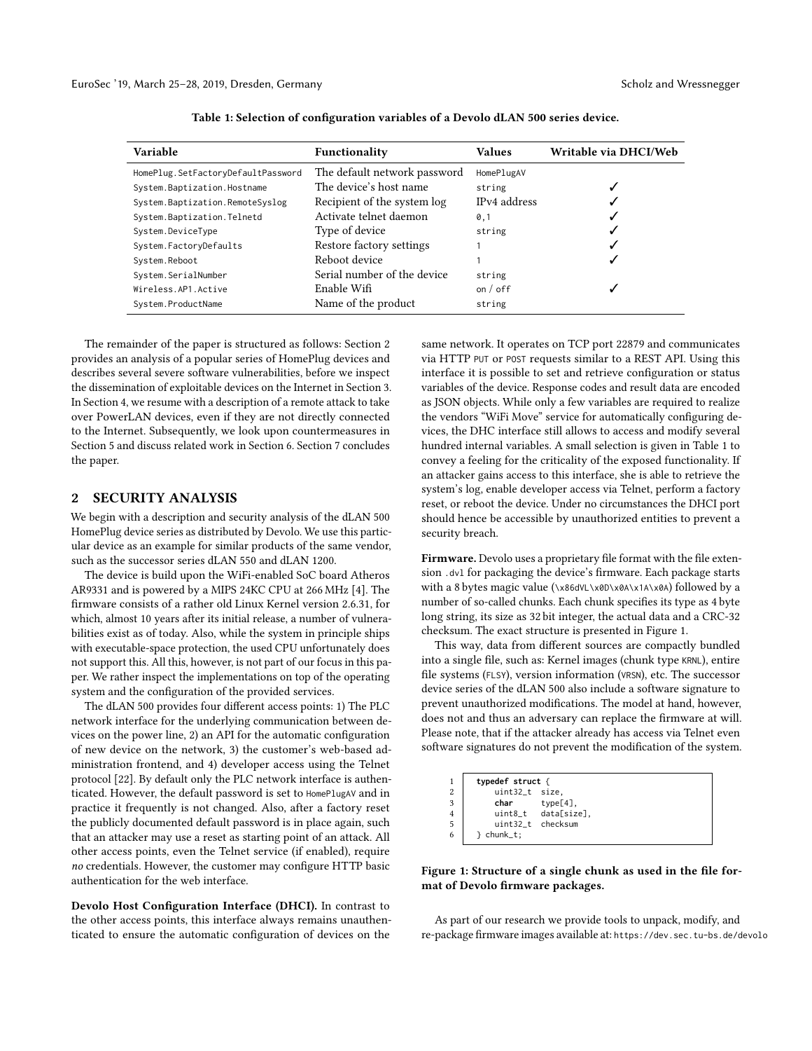Table 1: Selection of configuration variables of a Devolo dLAN 500 series device.

| Variable | Functionality | Values | Writable via DHCI/Web |
|---|---|---|---|
| `HomePlug.SetFactoryDefaultPassword` | The default network password | `HomePlugAV` | |
| `System.Baptization.Hostname` | The device's host name | `string` | ✓ |
| `System.Baptization.RemoteSyslog` | Recipient of the system log | IPv4 address | ✓ |
| `System.Baptization.Telnetd` | Activate telnet daemon | `0,1` | ✓ |
| `System.DeviceType` | Type of device | `string` | ✓ |
| `System.FactoryDefaults` | Restore factory settings | `1` | ✓ |
| `System.Reboot` | Reboot device | `1` | ✓ |
| `System.SerialNumber` | Serial number of the device | `string` | |
| `Wireless.AP1.Active` | Enable Wifi | `on` / `off` | ✓ |
| `System.ProductName` | Name of the product | `string` | |

The remainder of the paper is structured as follows: Section 2 provides an analysis of a popular series of HomePlug devices and describes several severe software vulnerabilities, before we inspect the dissemination of exploitable devices on the Internet in Section 3. In Section 4, we resume with a description of a remote attack to take over PowerLAN devices, even if they are not directly connected to the Internet. Subsequently, we look upon countermeasures in Section 5 and discuss related work in Section 6. Section 7 concludes the paper.

## 2 SECURITY ANALYSIS

We begin with a description and security analysis of the dLAN 500 HomePlug device series as distributed by Devolo. We use this particular device as an example for similar products of the same vendor, such as the successor series dLAN 550 and dLAN 1200.

The device is build upon the WiFi-enabled SoC board Atheros AR9331 and is powered by a MIPS 24KC CPU at 266 MHz [4]. The firmware consists of a rather old Linux Kernel version 2.6.31, for which, almost 10 years after its initial release, a number of vulnerabilities exist as of today. Also, while the system in principle ships with executable-space protection, the used CPU unfortunately does not support this. All this, however, is not part of our focus in this paper. We rather inspect the implementations on top of the operating system and the configuration of the provided services.

The dLAN 500 provides four different access points: 1) The PLC network interface for the underlying communication between devices on the power line, 2) an API for the automatic configuration of new device on the network, 3) the customer's web-based administration frontend, and 4) developer access using the Telnet protocol [22]. By default only the PLC network interface is authenticated. However, the default password is set to `HomePlugAV` and in practice it frequently is not changed. Also, after a factory reset the publicly documented default password is in place again, such that an attacker may use a reset as starting point of an attack. All other access points, even the Telnet service (if enabled), require *no* credentials. However, the customer may configure HTTP basic authentication for the web interface.

**Devolo Host Configuration Interface (DHCI).** In contrast to the other access points, this interface always remains unauthenticated to ensure the automatic configuration of devices on the same network. It operates on TCP port 22879 and communicates via HTTP `PUT` or `POST` requests similar to a REST API. Using this interface it is possible to set and retrieve configuration or status variables of the device. Response codes and result data are encoded as JSON objects. While only a few variables are required to realize the vendors "WiFi Move" service for automatically configuring devices, the DHC interface still allows to access and modify several hundred internal variables. A small selection is given in Table 1 to convey a feeling for the criticality of the exposed functionality. If an attacker gains access to this interface, she is able to retrieve the system's log, enable developer access via Telnet, perform a factory reset, or reboot the device. Under no circumstances the DHCI port should hence be accessible by unauthorized entities to prevent a security breach.

**Firmware.** Devolo uses a proprietary file format with the file extension `.dvl` for packaging the device's firmware. Each package starts with a 8 bytes magic value (`\x86dVL\x0D\x0A\x1A\x0A`) followed by a number of so-called chunks. Each chunk specifies its type as 4 byte long string, its size as 32 bit integer, the actual data and a CRC-32 checksum. The exact structure is presented in Figure 1.

This way, data from different sources are compactly bundled into a single file, such as: Kernel images (chunk type `KRNL`), entire file systems (`FLSY`), version information (`VRSN`), etc. The successor device series of the dLAN 500 also include a software signature to prevent unauthorized modifications. The model at hand, however, does not and thus an adversary can replace the firmware at will. Please note, that if the attacker already has access via Telnet even software signatures do not prevent the modification of the system.

```
1  typedef struct {
2      uint32_t  size,
3      char      type[4],
4      uint8_t   data[size],
5      uint32_t  checksum
6  } chunk_t;
```

**Figure 1: Structure of a single chunk as used in the file format of Devolo firmware packages.**

As part of our research we provide tools to unpack, modify, and re-package firmware images available at: `https://dev.sec.tu-bs.de/devolo`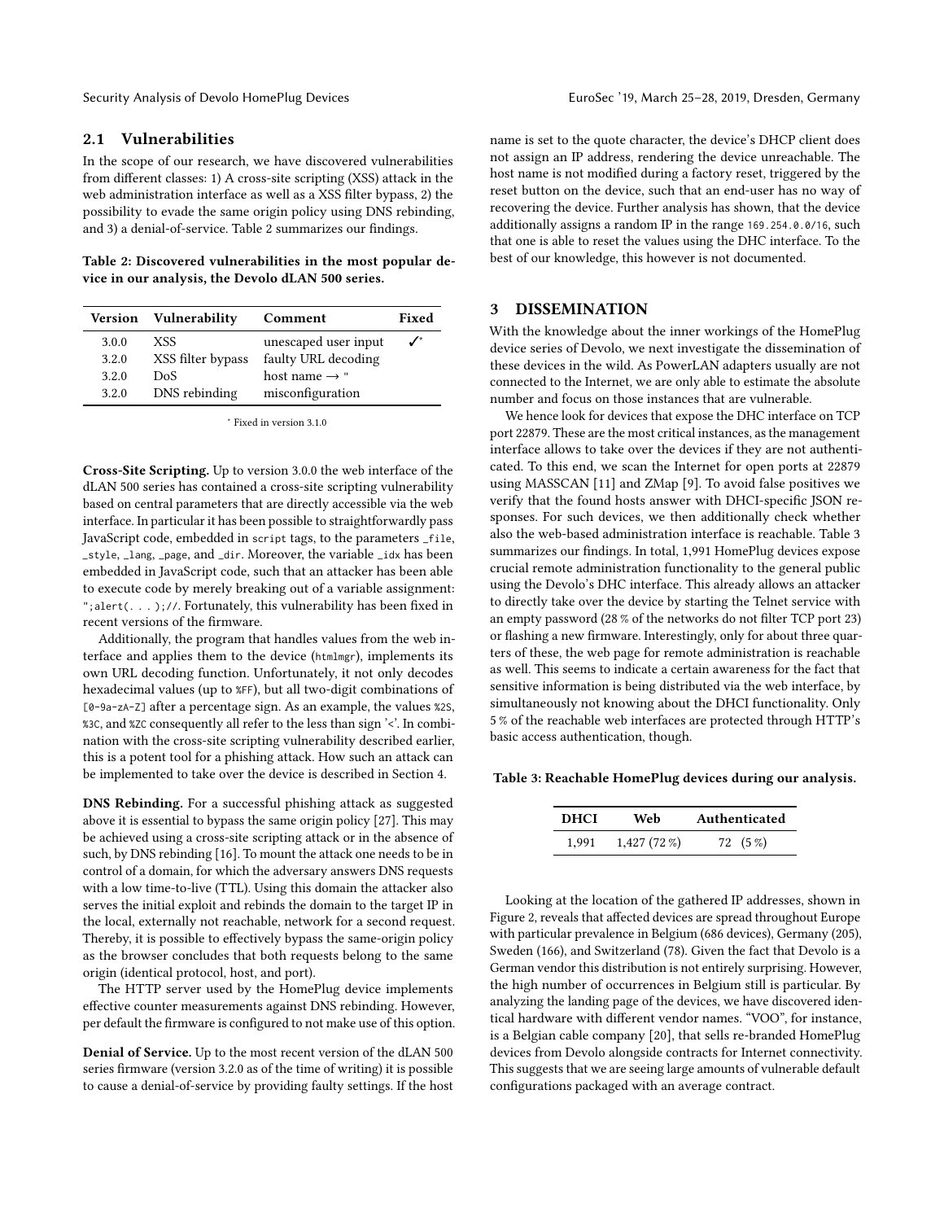## 2.1 Vulnerabilities

In the scope of our research, we have discovered vulnerabilities from different classes: 1) A cross-site scripting (XSS) attack in the web administration interface as well as a XSS filter bypass, 2) the possibility to evade the same origin policy using DNS rebinding, and 3) a denial-of-service. Table 2 summarizes our findings.

**Table 2: Discovered vulnerabilities in the most popular device in our analysis, the Devolo dLAN 500 series.**

| Version | Vulnerability | Comment | Fixed |
|---|---|---|---|
| 3.0.0 | XSS | unescaped user input | ✓* |
| 3.2.0 | XSS filter bypass | faulty URL decoding | |
| 3.2.0 | DoS | host name → " | |
| 3.2.0 | DNS rebinding | misconfiguration | |

* Fixed in version 3.1.0

**Cross-Site Scripting.** Up to version 3.0.0 the web interface of the dLAN 500 series has contained a cross-site scripting vulnerability based on central parameters that are directly accessible via the web interface. In particular it has been possible to straightforwardly pass JavaScript code, embedded in `script` tags, to the parameters `_file`, `_style`, `_lang`, `_page`, and `_dir`. Moreover, the variable `_idx` has been embedded in JavaScript code, such that an attacker has been able to execute code by merely breaking out of a variable assignment: `";alert(...);//`. Fortunately, this vulnerability has been fixed in recent versions of the firmware.

Additionally, the program that handles values from the web interface and applies them to the device (`htmlmgr`), implements its own URL decoding function. Unfortunately, it not only decodes hexadecimal values (up to `%FF`), but all two-digit combinations of `[0-9a-zA-Z]` after a percentage sign. As an example, the values `%2S`, `%3C`, and `%ZC` consequently all refer to the less than sign '<'. In combination with the cross-site scripting vulnerability described earlier, this is a potent tool for a phishing attack. How such an attack can be implemented to take over the device is described in Section 4.

**DNS Rebinding.** For a successful phishing attack as suggested above it is essential to bypass the same origin policy [27]. This may be achieved using a cross-site scripting attack or in the absence of such, by DNS rebinding [16]. To mount the attack one needs to be in control of a domain, for which the adversary answers DNS requests with a low time-to-live (TTL). Using this domain the attacker also serves the initial exploit and rebinds the domain to the target IP in the local, externally not reachable, network for a second request. Thereby, it is possible to effectively bypass the same-origin policy as the browser concludes that both requests belong to the same origin (identical protocol, host, and port).

The HTTP server used by the HomePlug device implements effective counter measurements against DNS rebinding. However, per default the firmware is configured to not make use of this option.

**Denial of Service.** Up to the most recent version of the dLAN 500 series firmware (version 3.2.0 as of the time of writing) it is possible to cause a denial-of-service by providing faulty settings. If the host name is set to the quote character, the device's DHCP client does not assign an IP address, rendering the device unreachable. The host name is not modified during a factory reset, triggered by the reset button on the device, such that an end-user has no way of recovering the device. Further analysis has shown, that the device additionally assigns a random IP in the range `169.254.0.0/16`, such that one is able to reset the values using the DHC interface. To the best of our knowledge, this however is not documented.

# 3 DISSEMINATION

With the knowledge about the inner workings of the HomePlug device series of Devolo, we next investigate the dissemination of these devices in the wild. As PowerLAN adapters usually are not connected to the Internet, we are only able to estimate the absolute number and focus on those instances that are vulnerable.

We hence look for devices that expose the DHC interface on TCP port 22879. These are the most critical instances, as the management interface allows to take over the devices if they are not authenticated. To this end, we scan the Internet for open ports at 22879 using MASSCAN [11] and ZMap [9]. To avoid false positives we verify that the found hosts answer with DHCI-specific JSON responses. For such devices, we then additionally check whether also the web-based administration interface is reachable. Table 3 summarizes our findings. In total, 1,991 HomePlug devices expose crucial remote administration functionality to the general public using the Devolo's DHC interface. This already allows an attacker to directly take over the device by starting the Telnet service with an empty password (28 % of the networks do not filter TCP port 23) or flashing a new firmware. Interestingly, only for about three quarters of these, the web page for remote administration is reachable as well. This seems to indicate a certain awareness for the fact that sensitive information is being distributed via the web interface, by simultaneously not knowing about the DHCI functionality. Only 5 % of the reachable web interfaces are protected through HTTP's basic access authentication, though.

**Table 3: Reachable HomePlug devices during our analysis.**

| DHCI | Web | Authenticated |
|---|---|---|
| 1,991 | 1,427 (72 %) | 72 (5 %) |

Looking at the location of the gathered IP addresses, shown in Figure 2, reveals that affected devices are spread throughout Europe with particular prevalence in Belgium (686 devices), Germany (205), Sweden (166), and Switzerland (78). Given the fact that Devolo is a German vendor this distribution is not entirely surprising. However, the high number of occurrences in Belgium still is particular. By analyzing the landing page of the devices, we have discovered identical hardware with different vendor names. "VOO", for instance, is a Belgian cable company [20], that sells re-branded HomePlug devices from Devolo alongside contracts for Internet connectivity. This suggests that we are seeing large amounts of vulnerable default configurations packaged with an average contract.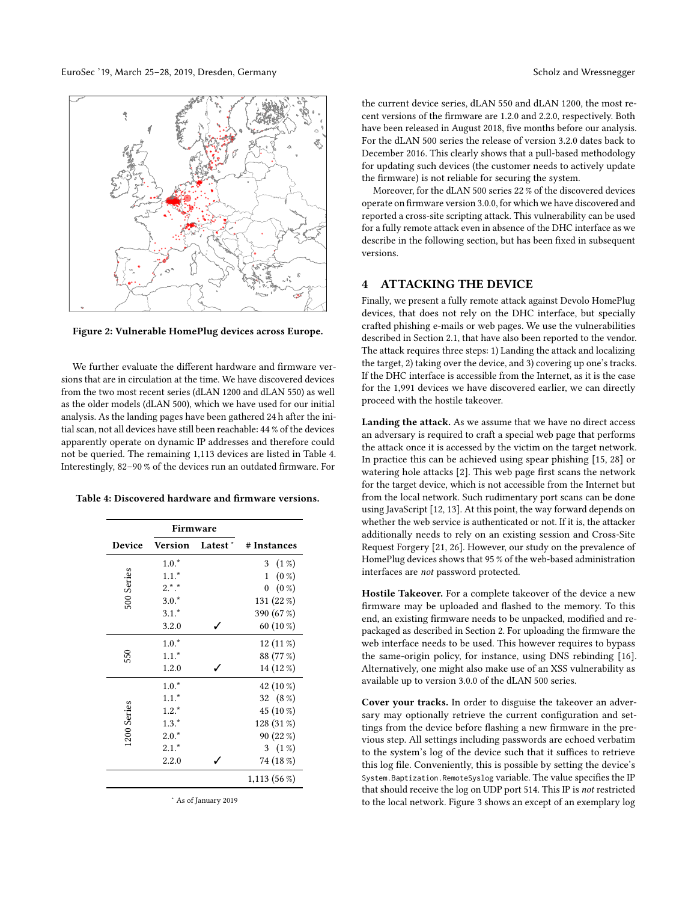Figure 2: Vulnerable HomePlug devices across Europe.

We further evaluate the different hardware and firmware versions that are in circulation at the time. We have discovered devices from the two most recent series (dLAN 1200 and dLAN 550) as well as the older models (dLAN 500), which we have used for our initial analysis. As the landing pages have been gathered 24 h after the initial scan, not all devices have still been reachable: 44 % of the devices apparently operate on dynamic IP addresses and therefore could not be queried. The remaining 1,113 devices are listed in Table 4. Interestingly, 82–90 % of the devices run an outdated firmware. For the current device series, dLAN 550 and dLAN 1200, the most recent versions of the firmware are 1.2.0 and 2.2.0, respectively. Both have been released in August 2018, five months before our analysis. For the dLAN 500 series the release of version 3.2.0 dates back to December 2016. This clearly shows that a pull-based methodology for updating such devices (the customer needs to actively update the firmware) is not reliable for securing the system.

Moreover, for the dLAN 500 series 22 % of the discovered devices operate on firmware version 3.0.0, for which we have discovered and reported a cross-site scripting attack. This vulnerability can be used for a fully remote attack even in absence of the DHC interface as we describe in the following section, but has been fixed in subsequent versions.

Table 4: Discovered hardware and firmware versions.

| | Firmware | | |
|---|---|---|---|
| Device | Version | Latest * | # Instances |
| 500 Series | 1.0.* | | 3 (1 %) |
| | 1.1.* | | 1 (0 %) |
| | 2.*.* | | 0 (0 %) |
| | 3.0.* | | 131 (22 %) |
| | 3.1.* | | 390 (67 %) |
| | 3.2.0 | ✓ | 60 (10 %) |
| 550 | 1.0.* | | 12 (11 %) |
| | 1.1.* | | 88 (77 %) |
| | 1.2.0 | ✓ | 14 (12 %) |
| 1200 Series | 1.0.* | | 42 (10 %) |
| | 1.1.* | | 32 (8 %) |
| | 1.2.* | | 45 (10 %) |
| | 1.3.* | | 128 (31 %) |
| | 2.0.* | | 90 (22 %) |
| | 2.1.* | | 3 (1 %) |
| | 2.2.0 | ✓ | 74 (18 %) |
| | | | 1,113 (56 %) |

* As of January 2019

## 4 ATTACKING THE DEVICE

Finally, we present a fully remote attack against Devolo HomePlug devices, that does not rely on the DHC interface, but specially crafted phishing e-mails or web pages. We use the vulnerabilities described in Section 2.1, that have also been reported to the vendor. The attack requires three steps: 1) Landing the attack and localizing the target, 2) taking over the device, and 3) covering up one's tracks. If the DHC interface is accessible from the Internet, as it is the case for the 1,991 devices we have discovered earlier, we can directly proceed with the hostile takeover.

**Landing the attack.** As we assume that we have no direct access an adversary is required to craft a special web page that performs the attack once it is accessed by the victim on the target network. In practice this can be achieved using spear phishing [15, 28] or watering hole attacks [2]. This web page first scans the network for the target device, which is not accessible from the Internet but from the local network. Such rudimentary port scans can be done using JavaScript [12, 13]. At this point, the way forward depends on whether the web service is authenticated or not. If it is, the attacker additionally needs to rely on an existing session and Cross-Site Request Forgery [21, 26]. However, our study on the prevalence of HomePlug devices shows that 95 % of the web-based administration interfaces are *not* password protected.

**Hostile Takeover.** For a complete takeover of the device a new firmware may be uploaded and flashed to the memory. To this end, an existing firmware needs to be unpacked, modified and repackaged as described in Section 2. For uploading the firmware the web interface needs to be used. This however requires to bypass the same-origin policy, for instance, using DNS rebinding [16]. Alternatively, one might also make use of an XSS vulnerability as available up to version 3.0.0 of the dLAN 500 series.

**Cover your tracks.** In order to disguise the takeover an adversary may optionally retrieve the current configuration and settings from the device before flashing a new firmware in the previous step. All settings including passwords are echoed verbatim to the system's log of the device such that it suffices to retrieve this log file. Conveniently, this is possible by setting the device's `System.Baptization.RemoteSyslog` variable. The value specifies the IP that should receive the log on UDP port 514. This IP is *not* restricted to the local network. Figure 3 shows an except of an exemplary log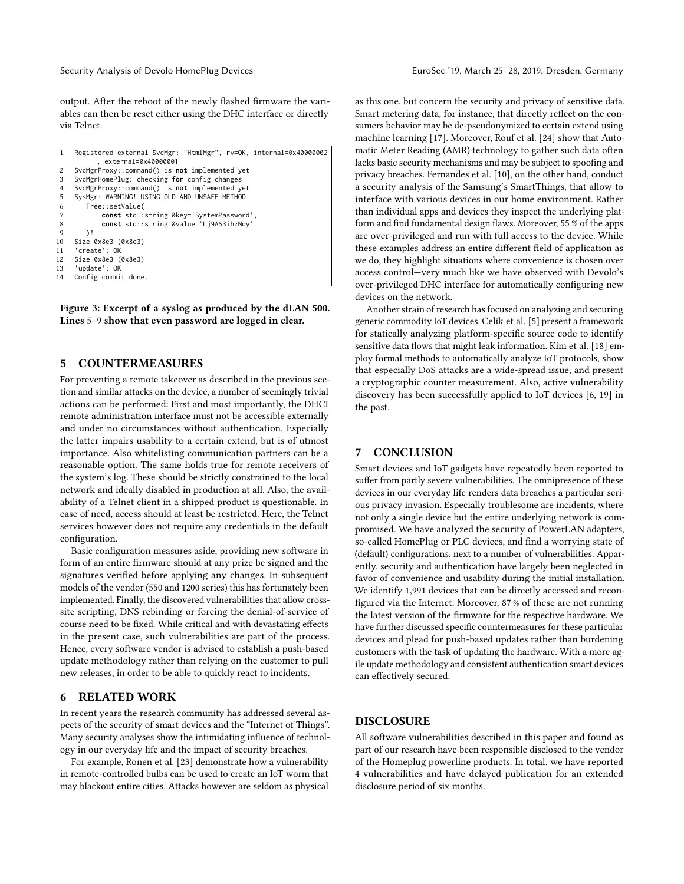output. After the reboot of the newly flashed firmware the variables can then be reset either using the DHC interface or directly via Telnet.

```
1  Registered external SvcMgr: "HtmlMgr", rv=OK, internal=0x40000002
       , external=0x40000001
2  SvcMgrProxy::command() is not implemented yet
3  SvcMgrHomePlug: checking for config changes
4  SvcMgrProxy::command() is not implemented yet
5  SysMgr: WARNING! USING OLD AND UNSAFE METHOD
6     Tree::setValue(
7         const std::string &key='SystemPassword',
8         const std::string &value='Lj9AS3ihzNdy'
9     )!
10 Size 0x8e3 (0x8e3)
11 'create': OK
12 Size 0x8e3 (0x8e3)
13 'update': OK
14 Config commit done.
```

**Figure 3: Excerpt of a syslog as produced by the dLAN 500. Lines 5–9 show that even password are logged in clear.**

## 5 COUNTERMEASURES

For preventing a remote takeover as described in the previous section and similar attacks on the device, a number of seemingly trivial actions can be performed: First and most importantly, the DHCI remote administration interface must not be accessible externally and under no circumstances without authentication. Especially the latter impairs usability to a certain extend, but is of utmost importance. Also whitelisting communication partners can be a reasonable option. The same holds true for remote receivers of the system's log. These should be strictly constrained to the local network and ideally disabled in production at all. Also, the availability of a Telnet client in a shipped product is questionable. In case of need, access should at least be restricted. Here, the Telnet services however does not require any credentials in the default configuration.

Basic configuration measures aside, providing new software in form of an entire firmware should at any prize be signed and the signatures verified before applying any changes. In subsequent models of the vendor (550 and 1200 series) this has fortunately been implemented. Finally, the discovered vulnerabilities that allow cross-site scripting, DNS rebinding or forcing the denial-of-service of course need to be fixed. While critical and with devastating effects in the present case, such vulnerabilities are part of the process. Hence, every software vendor is advised to establish a push-based update methodology rather than relying on the customer to pull new releases, in order to be able to quickly react to incidents.

## 6 RELATED WORK

In recent years the research community has addressed several aspects of the security of smart devices and the "Internet of Things". Many security analyses show the intimidating influence of technology in our everyday life and the impact of security breaches.

For example, Ronen et al. [23] demonstrate how a vulnerability in remote-controlled bulbs can be used to create an IoT worm that may blackout entire cities. Attacks however are seldom as physical as this one, but concern the security and privacy of sensitive data. Smart metering data, for instance, that directly reflect on the consumers behavior may be de-pseudonymized to certain extend using machine learning [17]. Moreover, Rouf et al. [24] show that Automatic Meter Reading (AMR) technology to gather such data often lacks basic security mechanisms and may be subject to spoofing and privacy breaches. Fernandes et al. [10], on the other hand, conduct a security analysis of the Samsung's SmartThings, that allow to interface with various devices in our home environment. Rather than individual apps and devices they inspect the underlying platform and find fundamental design flaws. Moreover, 55 % of the apps are over-privileged and run with full access to the device. While these examples address an entire different field of application as we do, they highlight situations where convenience is chosen over access control—very much like we have observed with Devolo's over-privileged DHC interface for automatically configuring new devices on the network.

Another strain of research has focused on analyzing and securing generic commodity IoT devices. Celik et al. [5] present a framework for statically analyzing platform-specific source code to identify sensitive data flows that might leak information. Kim et al. [18] employ formal methods to automatically analyze IoT protocols, show that especially DoS attacks are a wide-spread issue, and present a cryptographic counter measurement. Also, active vulnerability discovery has been successfully applied to IoT devices [6, 19] in the past.

## 7 CONCLUSION

Smart devices and IoT gadgets have repeatedly been reported to suffer from partly severe vulnerabilities. The omnipresence of these devices in our everyday life renders data breaches a particular serious privacy invasion. Especially troublesome are incidents, where not only a single device but the entire underlying network is compromised. We have analyzed the security of PowerLAN adapters, so-called HomePlug or PLC devices, and find a worrying state of (default) configurations, next to a number of vulnerabilities. Apparently, security and authentication have largely been neglected in favor of convenience and usability during the initial installation. We identify 1,991 devices that can be directly accessed and reconfigured via the Internet. Moreover, 87 % of these are not running the latest version of the firmware for the respective hardware. We have further discussed specific countermeasures for these particular devices and plead for push-based updates rather than burdening customers with the task of updating the hardware. With a more agile update methodology and consistent authentication smart devices can effectively secured.

## DISCLOSURE

All software vulnerabilities described in this paper and found as part of our research have been responsible disclosed to the vendor of the Homeplug powerline products. In total, we have reported 4 vulnerabilities and have delayed publication for an extended disclosure period of six months.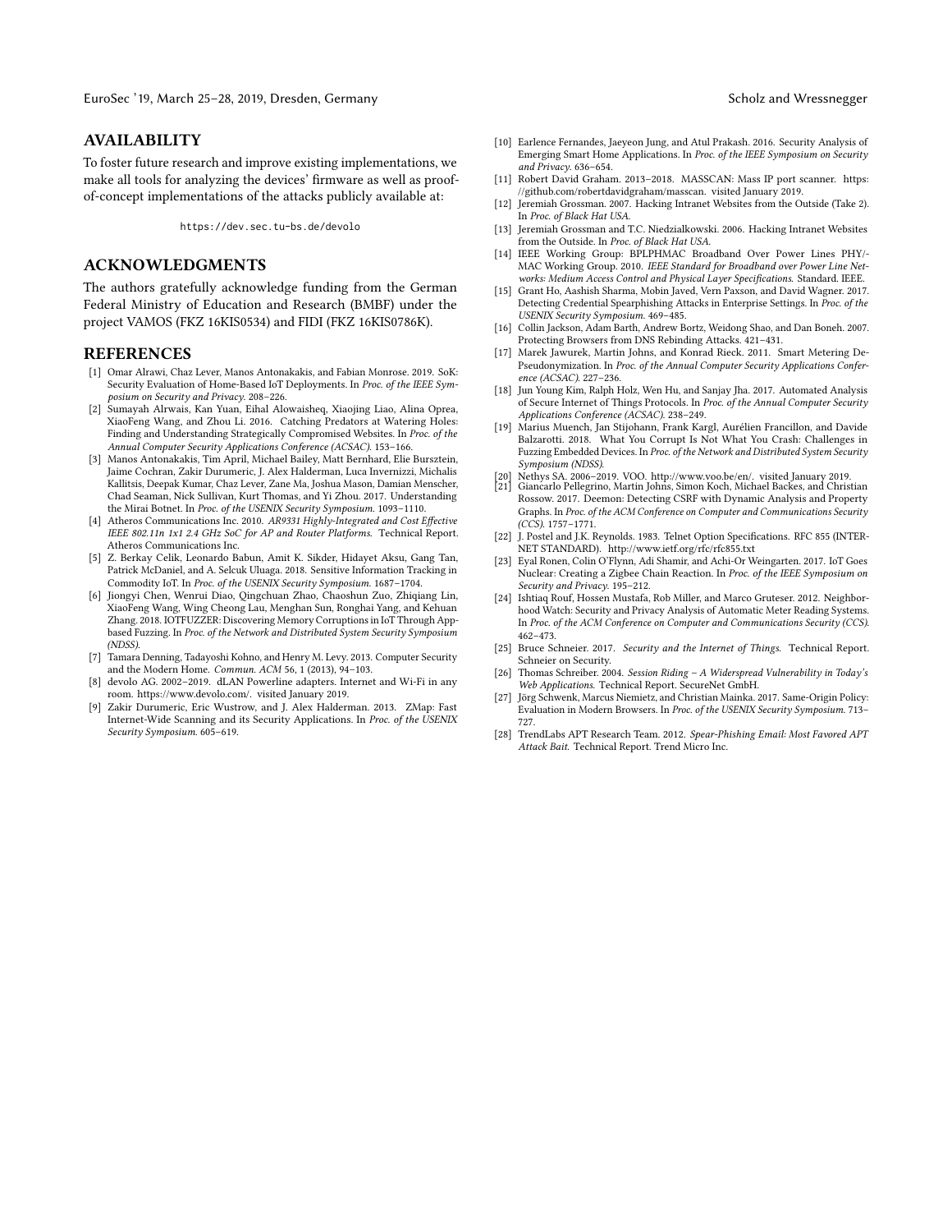## AVAILABILITY

To foster future research and improve existing implementations, we make all tools for analyzing the devices' firmware as well as proof-of-concept implementations of the attacks publicly available at:

https://dev.sec.tu-bs.de/devolo

## ACKNOWLEDGMENTS

The authors gratefully acknowledge funding from the German Federal Ministry of Education and Research (BMBF) under the project VAMOS (FKZ 16KIS0534) and FIDI (FKZ 16KIS0786K).

## REFERENCES

[1] Omar Alrawi, Chaz Lever, Manos Antonakakis, and Fabian Monrose. 2019. SoK: Security Evaluation of Home-Based IoT Deployments. In *Proc. of the IEEE Symposium on Security and Privacy*. 208–226.

[2] Sumayah Alrwais, Kan Yuan, Eihal Alowaisheq, Xiaojing Liao, Alina Oprea, XiaoFeng Wang, and Zhou Li. 2016. Catching Predators at Watering Holes: Finding and Understanding Strategically Compromised Websites. In *Proc. of the Annual Computer Security Applications Conference (ACSAC)*. 153–166.

[3] Manos Antonakakis, Tim April, Michael Bailey, Matt Bernhard, Elie Bursztein, Jaime Cochran, Zakir Durumeric, J. Alex Halderman, Luca Invernizzi, Michalis Kallitsis, Deepak Kumar, Chaz Lever, Zane Ma, Joshua Mason, Damian Menscher, Chad Seaman, Nick Sullivan, Kurt Thomas, and Yi Zhou. 2017. Understanding the Mirai Botnet. In *Proc. of the USENIX Security Symposium*. 1093–1110.

[4] Atheros Communications Inc. 2010. *AR9331 Highly-Integrated and Cost Effective IEEE 802.11n 1x1 2.4 GHz SoC for AP and Router Platforms*. Technical Report. Atheros Communications Inc.

[5] Z. Berkay Celik, Leonardo Babun, Amit K. Sikder, Hidayet Aksu, Gang Tan, Patrick McDaniel, and A. Selcuk Uluaga. 2018. Sensitive Information Tracking in Commodity IoT. In *Proc. of the USENIX Security Symposium*. 1687–1704.

[6] Jiongyi Chen, Wenrui Diao, Qingchuan Zhao, Chaoshun Zuo, Zhiqiang Lin, XiaoFeng Wang, Wing Cheong Lau, Menghan Sun, Ronghai Yang, and Kehuan Zhang. 2018. IOTFUZZER: Discovering Memory Corruptions in IoT Through App-based Fuzzing. In *Proc. of the Network and Distributed System Security Symposium (NDSS)*.

[7] Tamara Denning, Tadayoshi Kohno, and Henry M. Levy. 2013. Computer Security and the Modern Home. *Commun. ACM* 56, 1 (2013), 94–103.

[8] devolo AG. 2002–2019. dLAN Powerline adapters. Internet and Wi-Fi in any room. https://www.devolo.com/. visited January 2019.

[9] Zakir Durumeric, Eric Wustrow, and J. Alex Halderman. 2013. ZMap: Fast Internet-Wide Scanning and its Security Applications. In *Proc. of the USENIX Security Symposium*. 605–619.

[10] Earlence Fernandes, Jaeyeon Jung, and Atul Prakash. 2016. Security Analysis of Emerging Smart Home Applications. In *Proc. of the IEEE Symposium on Security and Privacy*. 636–654.

[11] Robert David Graham. 2013–2018. MASSCAN: Mass IP port scanner. https://github.com/robertdavidgraham/masscan. visited January 2019.

[12] Jeremiah Grossman. 2007. Hacking Intranet Websites from the Outside (Take 2). In *Proc. of Black Hat USA*.

[13] Jeremiah Grossman and T.C. Niedzialkowski. 2006. Hacking Intranet Websites from the Outside. In *Proc. of Black Hat USA*.

[14] IEEE Working Group: BPLPHMAC Broadband Over Power Lines PHY/-MAC Working Group. 2010. *IEEE Standard for Broadband over Power Line Networks: Medium Access Control and Physical Layer Specifications*. Standard. IEEE.

[15] Grant Ho, Aashish Sharma, Mobin Javed, Vern Paxson, and David Wagner. 2017. Detecting Credential Spearphishing Attacks in Enterprise Settings. In *Proc. of the USENIX Security Symposium*. 469–485.

[16] Collin Jackson, Adam Barth, Andrew Bortz, Weidong Shao, and Dan Boneh. 2007. Protecting Browsers from DNS Rebinding Attacks. 421–431.

[17] Marek Jawurek, Martin Johns, and Konrad Rieck. 2011. Smart Metering De-Pseudonymization. In *Proc. of the Annual Computer Security Applications Conference (ACSAC)*. 227–236.

[18] Jun Young Kim, Ralph Holz, Wen Hu, and Sanjay Jha. 2017. Automated Analysis of Secure Internet of Things Protocols. In *Proc. of the Annual Computer Security Applications Conference (ACSAC)*. 238–249.

[19] Marius Muench, Jan Stijohann, Frank Kargl, Aurélien Francillon, and Davide Balzarotti. 2018. What You Corrupt Is Not What You Crash: Challenges in Fuzzing Embedded Devices. In *Proc. of the Network and Distributed System Security Symposium (NDSS)*.

[20] Nethys SA. 2006–2019. VOO. http://www.voo.be/en/. visited January 2019.

[21] Giancarlo Pellegrino, Martin Johns, Simon Koch, Michael Backes, and Christian Rossow. 2017. Deemon: Detecting CSRF with Dynamic Analysis and Property Graphs. In *Proc. of the ACM Conference on Computer and Communications Security (CCS)*. 1757–1771.

[22] J. Postel and J.K. Reynolds. 1983. Telnet Option Specifications. RFC 855 (INTERNET STANDARD). http://www.ietf.org/rfc/rfc855.txt

[23] Eyal Ronen, Colin O'Flynn, Adi Shamir, and Achi-Or Weingarten. 2017. IoT Goes Nuclear: Creating a Zigbee Chain Reaction. In *Proc. of the IEEE Symposium on Security and Privacy*. 195–212.

[24] Ishtiaq Rouf, Hossen Mustafa, Rob Miller, and Marco Gruteser. 2012. Neighborhood Watch: Security and Privacy Analysis of Automatic Meter Reading Systems. In *Proc. of the ACM Conference on Computer and Communications Security (CCS)*. 462–473.

[25] Bruce Schneier. 2017. *Security and the Internet of Things*. Technical Report. Schneier on Security.

[26] Thomas Schreiber. 2004. *Session Riding – A Widerspread Vulnerability in Today's Web Applications*. Technical Report. SecureNet GmbH.

[27] Jörg Schwenk, Marcus Niemietz, and Christian Mainka. 2017. Same-Origin Policy: Evaluation in Modern Browsers. In *Proc. of the USENIX Security Symposium*. 713–727.

[28] TrendLabs APT Research Team. 2012. *Spear-Phishing Email: Most Favored APT Attack Bait*. Technical Report. Trend Micro Inc.